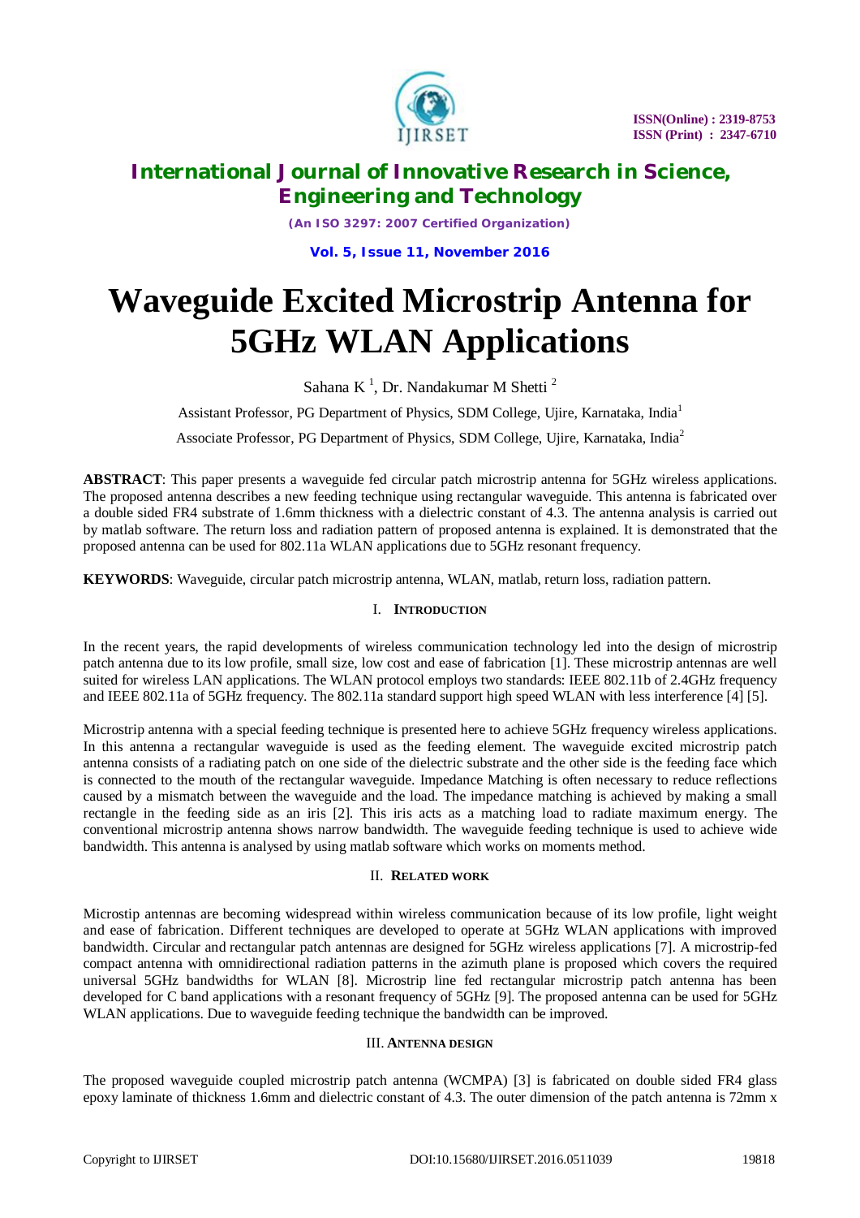# Waveguide Excited Microstrip Antenna for 5GHz WLAN Applications

Sahana K [1], Dr. Nandakumar M Shetti [2]

Assistant Professor, PG Department of Physics, SDM College, Ujire, Karnataka, India[1]

Associate Professor, PG Department of Physics, SDM College, Ujire, Karnataka, India[2]

**ABSTRACT**: This paper presents a waveguide fed circular patch microstrip antenna for 5GHz wireless applications. The proposed antenna describes a new feeding technique using rectangular waveguide. This antenna is fabricated over a double sided FR4 substrate of 1.6mm thickness with a dielectric constant of 4.3. The antenna analysis is carried out by matlab software. The return loss and radiation pattern of proposed antenna is explained. It is demonstrated that the proposed antenna can be used for 802.11a WLAN applications due to 5GHz resonant frequency.

**KEYWORDS**: Waveguide, circular patch microstrip antenna, WLAN, matlab, return loss, radiation pattern.

## I. INTRODUCTION

In the recent years, the rapid developments of wireless communication technology led into the design of microstrip patch antenna due to its low profile, small size, low cost and ease of fabrication [1]. These microstrip antennas are well suited for wireless LAN applications. The WLAN protocol employs two standards: IEEE 802.11b of 2.4GHz frequency and IEEE 802.11a of 5GHz frequency. The 802.11a standard support high speed WLAN with less interference [4] [5].

Microstrip antenna with a special feeding technique is presented here to achieve 5GHz frequency wireless applications. In this antenna a rectangular waveguide is used as the feeding element. The waveguide excited microstrip patch antenna consists of a radiating patch on one side of the dielectric substrate and the other side is the feeding face which is connected to the mouth of the rectangular waveguide. Impedance Matching is often necessary to reduce reflections caused by a mismatch between the waveguide and the load. The impedance matching is achieved by making a small rectangle in the feeding side as an iris [2]. This iris acts as a matching load to radiate maximum energy. The conventional microstrip antenna shows narrow bandwidth. The waveguide feeding technique is used to achieve wide bandwidth. This antenna is analysed by using matlab software which works on moments method.

## II. RELATED WORK

Microstip antennas are becoming widespread within wireless communication because of its low profile, light weight and ease of fabrication. Different techniques are developed to operate at 5GHz WLAN applications with improved bandwidth. Circular and rectangular patch antennas are designed for 5GHz wireless applications [7]. A microstrip-fed compact antenna with omnidirectional radiation patterns in the azimuth plane is proposed which covers the required universal 5GHz bandwidths for WLAN [8]. Microstrip line fed rectangular microstrip patch antenna has been developed for C band applications with a resonant frequency of 5GHz [9]. The proposed antenna can be used for 5GHz WLAN applications. Due to waveguide feeding technique the bandwidth can be improved.

## III. ANTENNA DESIGN

The proposed waveguide coupled microstrip patch antenna (WCMPA) [3] is fabricated on double sided FR4 glass epoxy laminate of thickness 1.6mm and dielectric constant of 4.3. The outer dimension of the patch antenna is 72mm x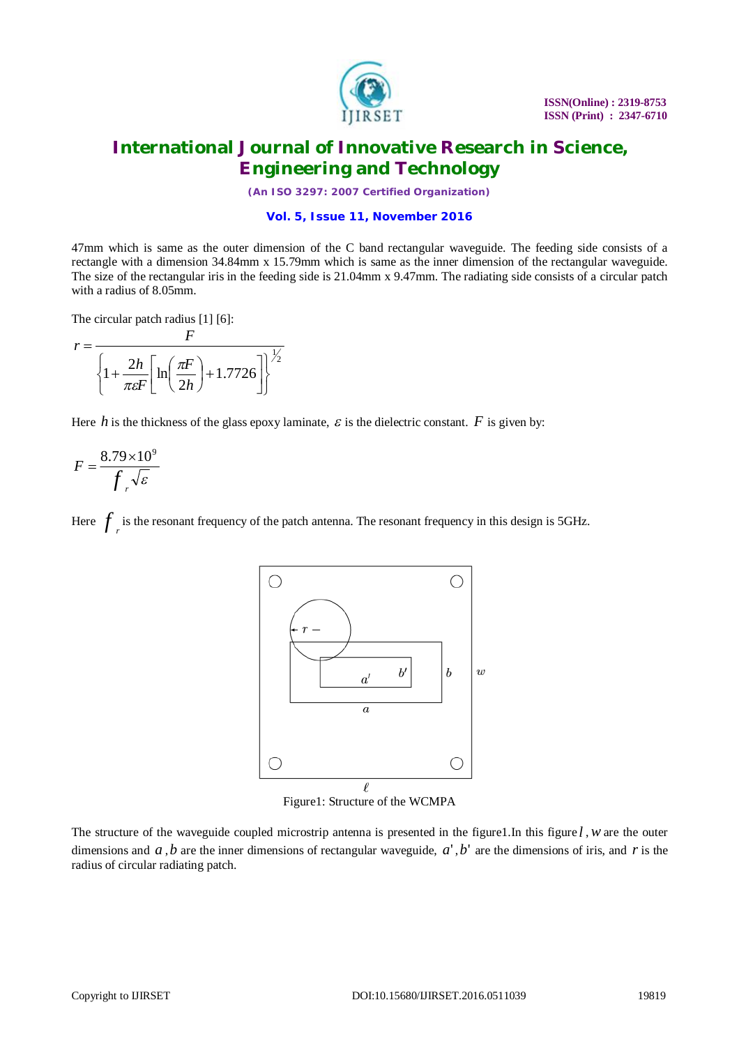47mm which is same as the outer dimension of the C band rectangular waveguide. The feeding side consists of a rectangle with a dimension 34.84mm x 15.79mm which is same as the inner dimension of the rectangular waveguide. The size of the rectangular iris in the feeding side is 21.04mm x 9.47mm. The radiating side consists of a circular patch with a radius of 8.05mm.

The circular patch radius [1] [6]:

$$r = \frac{F}{\left\{1 + \frac{2h}{\pi \varepsilon F}\left[\ln\left(\frac{\pi F}{2h}\right) + 1.7726\right]\right\}^{1/2}}$$

Here $h$ is the thickness of the glass epoxy laminate, $\varepsilon$ is the dielectric constant. $F$ is given by:

$$F = \frac{8.79 \times 10^{9}}{f_r \sqrt{\varepsilon}}$$

Here $f_r$ is the resonant frequency of the patch antenna. The resonant frequency in this design is 5GHz.

Figure1: Structure of the WCMPA

The structure of the waveguide coupled microstrip antenna is presented in the figure1.In this figure $l$, $w$ are the outer dimensions and $a$, $b$ are the inner dimensions of rectangular waveguide, $a'$, $b'$ are the dimensions of iris, and $r$ is the radius of circular radiating patch.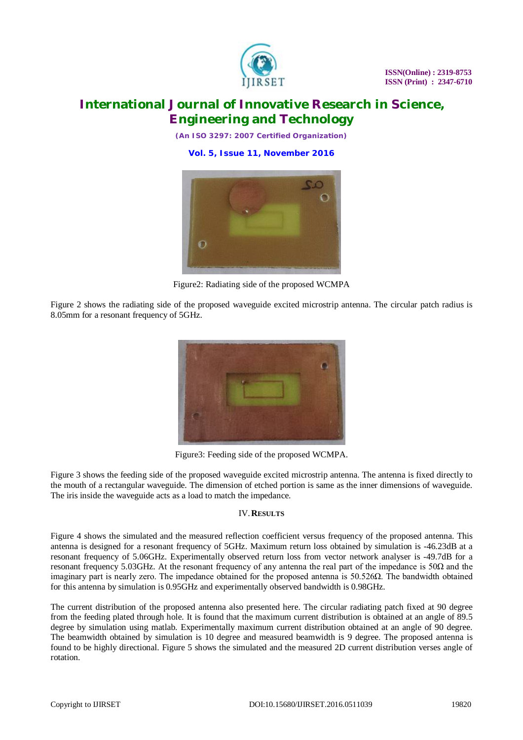Figure2: Radiating side of the proposed WCMPA

Figure 2 shows the radiating side of the proposed waveguide excited microstrip antenna. The circular patch radius is 8.05mm for a resonant frequency of 5GHz.

Figure3: Feeding side of the proposed WCMPA.

Figure 3 shows the feeding side of the proposed waveguide excited microstrip antenna. The antenna is fixed directly to the mouth of a rectangular waveguide. The dimension of etched portion is same as the inner dimensions of waveguide. The iris inside the waveguide acts as a load to match the impedance.

## IV. RESULTS

Figure 4 shows the simulated and the measured reflection coefficient versus frequency of the proposed antenna. This antenna is designed for a resonant frequency of 5GHz. Maximum return loss obtained by simulation is -46.23dB at a resonant frequency of 5.06GHz. Experimentally observed return loss from vector network analyser is -49.7dB for a resonant frequency 5.03GHz. At the resonant frequency of any antenna the real part of the impedance is 50Ω and the imaginary part is nearly zero. The impedance obtained for the proposed antenna is 50.526Ω. The bandwidth obtained for this antenna by simulation is 0.95GHz and experimentally observed bandwidth is 0.98GHz.

The current distribution of the proposed antenna also presented here. The circular radiating patch fixed at 90 degree from the feeding plated through hole. It is found that the maximum current distribution is obtained at an angle of 89.5 degree by simulation using matlab. Experimentally maximum current distribution obtained at an angle of 90 degree. The beamwidth obtained by simulation is 10 degree and measured beamwidth is 9 degree. The proposed antenna is found to be highly directional. Figure 5 shows the simulated and the measured 2D current distribution verses angle of rotation.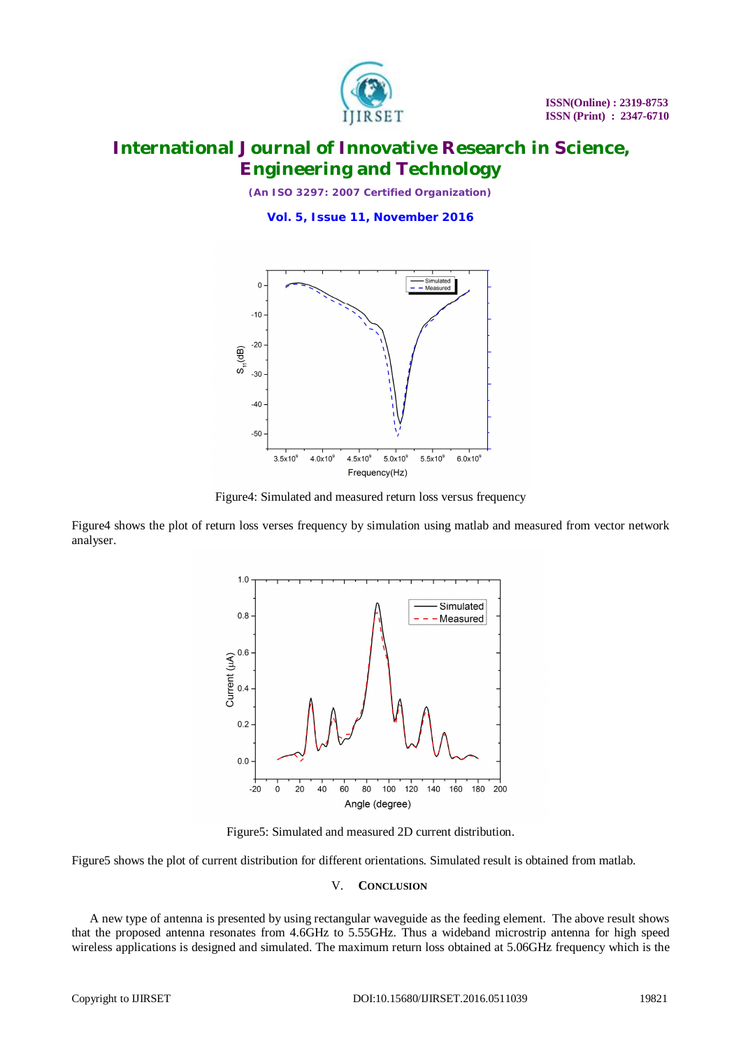Figure4: Simulated and measured return loss versus frequency

Figure4 shows the plot of return loss verses frequency by simulation using matlab and measured from vector network analyser.

Figure5: Simulated and measured 2D current distribution.

Figure5 shows the plot of current distribution for different orientations. Simulated result is obtained from matlab.

## V. Conclusion

A new type of antenna is presented by using rectangular waveguide as the feeding element. The above result shows that the proposed antenna resonates from 4.6GHz to 5.55GHz. Thus a wideband microstrip antenna for high speed wireless applications is designed and simulated. The maximum return loss obtained at 5.06GHz frequency which is the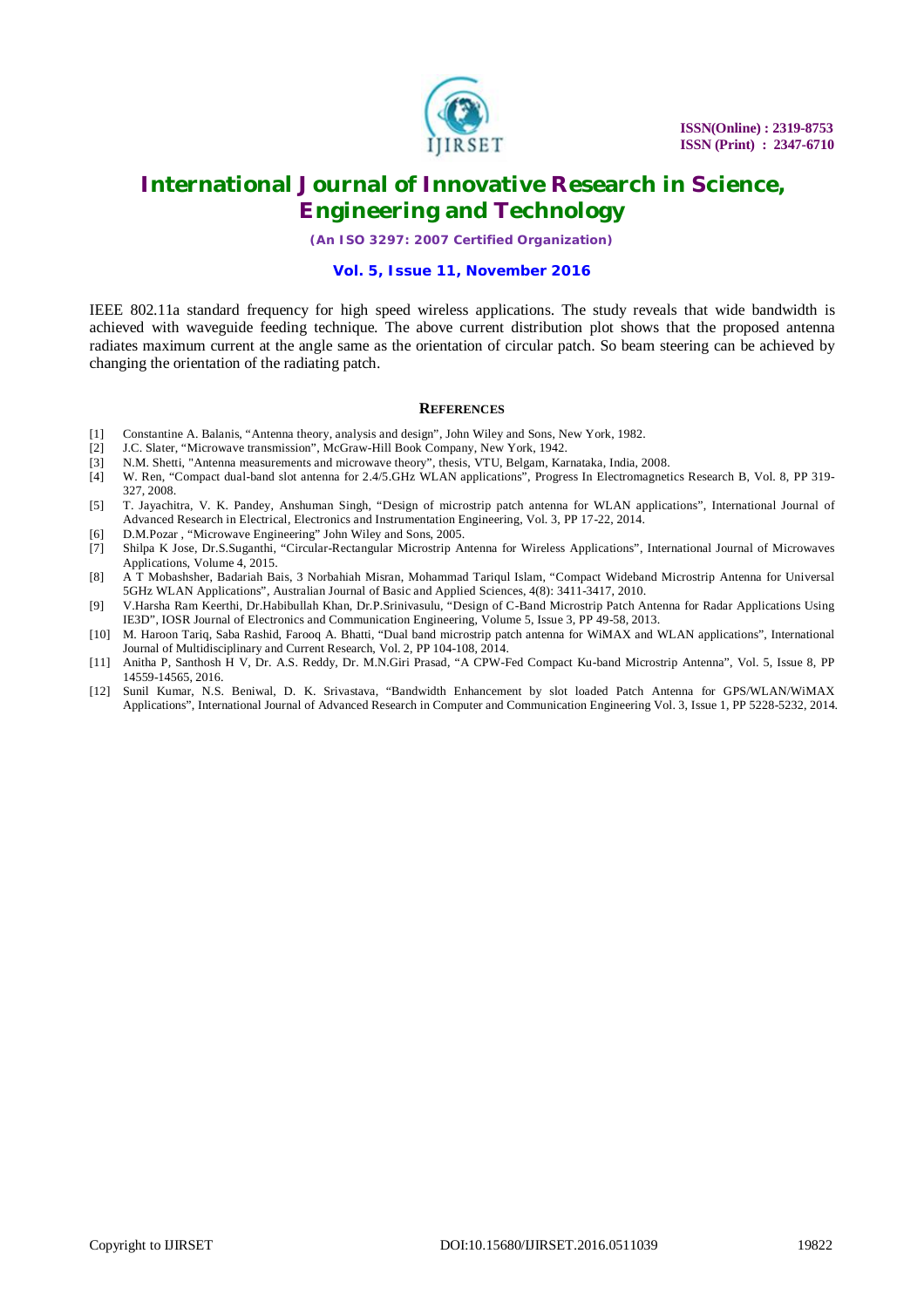IEEE 802.11a standard frequency for high speed wireless applications. The study reveals that wide bandwidth is achieved with waveguide feeding technique. The above current distribution plot shows that the proposed antenna radiates maximum current at the angle same as the orientation of circular patch. So beam steering can be achieved by changing the orientation of the radiating patch.

## REFERENCES

[1] Constantine A. Balanis, "Antenna theory, analysis and design", John Wiley and Sons, New York, 1982.

[2] J.C. Slater, "Microwave transmission", McGraw-Hill Book Company, New York, 1942.

[3] N.M. Shetti, "Antenna measurements and microwave theory", thesis, VTU, Belgam, Karnataka, India, 2008.

[4] W. Ren, "Compact dual-band slot antenna for 2.4/5.GHz WLAN applications", Progress In Electromagnetics Research B, Vol. 8, PP 319-327, 2008.

[5] T. Jayachitra, V. K. Pandey, Anshuman Singh, "Design of microstrip patch antenna for WLAN applications", International Journal of Advanced Research in Electrical, Electronics and Instrumentation Engineering, Vol. 3, PP 17-22, 2014.

[6] D.M.Pozar , "Microwave Engineering" John Wiley and Sons, 2005.

[7] Shilpa K Jose, Dr.S.Suganthi, "Circular-Rectangular Microstrip Antenna for Wireless Applications", International Journal of Microwaves Applications, Volume 4, 2015.

[8] A T Mobashsher, Badariah Bais, 3 Norbahiah Misran, Mohammad Tariqul Islam, "Compact Wideband Microstrip Antenna for Universal 5GHz WLAN Applications", Australian Journal of Basic and Applied Sciences, 4(8): 3411-3417, 2010.

[9] V.Harsha Ram Keerthi, Dr.Habibullah Khan, Dr.P.Srinivasulu, "Design of C-Band Microstrip Patch Antenna for Radar Applications Using IE3D", IOSR Journal of Electronics and Communication Engineering, Volume 5, Issue 3, PP 49-58, 2013.

[10] M. Haroon Tariq, Saba Rashid, Farooq A. Bhatti, "Dual band microstrip patch antenna for WiMAX and WLAN applications", International Journal of Multidisciplinary and Current Research, Vol. 2, PP 104-108, 2014.

[11] Anitha P, Santhosh H V, Dr. A.S. Reddy, Dr. M.N.Giri Prasad, "A CPW-Fed Compact Ku-band Microstrip Antenna", Vol. 5, Issue 8, PP 14559-14565, 2016.

[12] Sunil Kumar, N.S. Beniwal, D. K. Srivastava, "Bandwidth Enhancement by slot loaded Patch Antenna for GPS/WLAN/WiMAX Applications", International Journal of Advanced Research in Computer and Communication Engineering Vol. 3, Issue 1, PP 5228-5232, 2014.